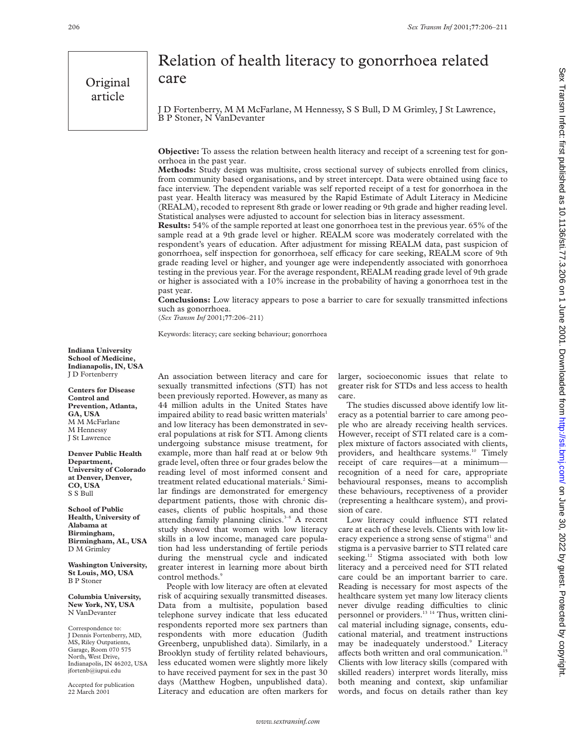Original article

# Relation of health literacy to gonorrhoea related care

J D Fortenberry, M M McFarlane, M Hennessy, S S Bull, D M Grimley, J St Lawrence, B P Stoner, N VanDevanter

**Objective:** To assess the relation between health literacy and receipt of a screening test for gonorrhoea in the past year.

**Methods:** Study design was multisite, cross sectional survey of subjects enrolled from clinics, from community based organisations, and by street intercept. Data were obtained using face to face interview. The dependent variable was self reported receipt of a test for gonorrhoea in the past year. Health literacy was measured by the Rapid Estimate of Adult Literacy in Medicine (REALM), recoded to represent 8th grade or lower reading or 9th grade and higher reading level. Statistical analyses were adjusted to account for selection bias in literacy assessment.

**Results:** 54% of the sample reported at least one gonorrhoea test in the previous year. 65% of the sample read at a 9th grade level or higher. REALM score was moderately correlated with the respondent's years of education. After adjustment for missing REALM data, past suspicion of gonorrhoea, self inspection for gonorrhoea, self efficacy for care seeking, REALM score of 9th grade reading level or higher, and younger age were independently associated with gonorrhoea testing in the previous year. For the average respondent, REALM reading grade level of 9th grade or higher is associated with a 10% increase in the probability of having a gonorrhoea test in the past year.

**Conclusions:** Low literacy appears to pose a barrier to care for sexually transmitted infections such as gonorrhoea.

(*Sex Transm Inf* 2001;**77**:206–211)

Keywords: literacy; care seeking behaviour; gonorrhoea

**Indiana University School of Medicine, Indianapolis, IN, USA**
J D Fortenberry

**Centers for Disease Control and Prevention, Atlanta, GA, USA**
M M McFarlane
M Hennessy
J St Lawrence

**Denver Public Health Department, University of Colorado at Denver, Denver, CO, USA**
S S Bull

**School of Public Health, University of Alabama at Birmingham, Birmingham, AL, USA**
D M Grimley

**Washington University, St Louis, MO, USA**
B P Stoner

**Columbia University, New York, NY, USA**
N VanDevanter

Correspondence to: J Dennis Fortenberry, MD, MS, Riley Outpatients, Garage, Room 070 575 North, West Drive, Indianapolis, IN 46202, USA
jfortenb@iupui.edu

Accepted for publication 22 March 2001

An association between literacy and care for sexually transmitted infections (STI) has not been previously reported. However, as many as 44 million adults in the United States have impaired ability to read basic written materials[1] and low literacy has been demonstrated in several populations at risk for STI. Among clients undergoing substance misuse treatment, for example, more than half read at or below 9th grade level, often three or four grades below the reading level of most informed consent and treatment related educational materials.[2] Similar findings are demonstrated for emergency department patients, those with chronic diseases, clients of public hospitals, and those attending family planning clinics.[3–8] A recent study showed that women with low literacy skills in a low income, managed care population had less understanding of fertile periods during the menstrual cycle and indicated greater interest in learning more about birth control methods.[9]

People with low literacy are often at elevated risk of acquiring sexually transmitted diseases. Data from a multisite, population based telephone survey indicate that less educated respondents reported more sex partners than respondents with more education (Judith Greenberg, unpublished data). Similarly, in a Brooklyn study of fertility related behaviours, less educated women were slightly more likely to have received payment for sex in the past 30 days (Matthew Hogben, unpublished data). Literacy and education are often markers for larger, socioeconomic issues that relate to greater risk for STDs and less access to health care.

The studies discussed above identify low literacy as a potential barrier to care among people who are already receiving health services. However, receipt of STI related care is a complex mixture of factors associated with clients, providers, and healthcare systems.[10] Timely receipt of care requires—at a minimum—recognition of a need for care, appropriate behavioural responses, means to accomplish these behaviours, receptiveness of a provider (representing a healthcare system), and provision of care.

Low literacy could influence STI related care at each of these levels. Clients with low literacy experience a strong sense of stigma[11] and stigma is a pervasive barrier to STI related care seeking.[12] Stigma associated with both low literacy and a perceived need for STI related care could be an important barrier to care. Reading is necessary for most aspects of the healthcare system yet many low literacy clients never divulge reading difficulties to clinic personnel or providers.[13 14] Thus, written clinical material including signage, consents, educational material, and treatment instructions may be inadequately understood.[9] Literacy affects both written and oral communication.[15] Clients with low literacy skills (compared with skilled readers) interpret words literally, miss both meaning and context, skip unfamiliar words, and focus on details rather than key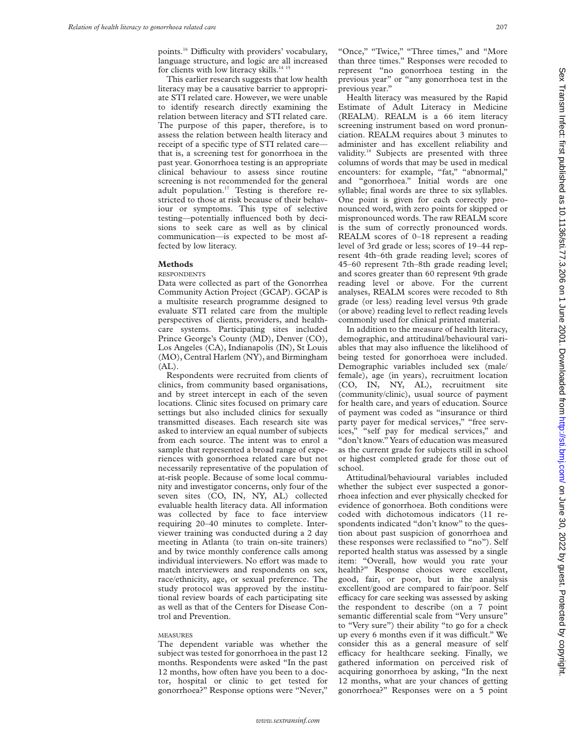points.[16] Difficulty with providers' vocabulary, language structure, and logic are all increased for clients with low literacy skills.[14 15]

This earlier research suggests that low health literacy may be a causative barrier to appropriate STI related care. However, we were unable to identify research directly examining the relation between literacy and STI related care. The purpose of this paper, therefore, is to assess the relation between health literacy and receipt of a specific type of STI related care—that is, a screening test for gonorrhoea in the past year. Gonorrhoea testing is an appropriate clinical behaviour to assess since routine screening is not recommended for the general adult population.[17] Testing is therefore restricted to those at risk because of their behaviour or symptoms. This type of selective testing—potentially influenced both by decisions to seek care as well as by clinical communication—is expected to be most affected by low literacy.

## Methods

### RESPONDENTS

Data were collected as part of the Gonorrhea Community Action Project (GCAP). GCAP is a multisite research programme designed to evaluate STI related care from the multiple perspectives of clients, providers, and healthcare systems. Participating sites included Prince George's County (MD), Denver (CO), Los Angeles (CA), Indianapolis (IN), St Louis (MO), Central Harlem (NY), and Birmingham (AL).

Respondents were recruited from clients of clinics, from community based organisations, and by street intercept in each of the seven locations. Clinic sites focused on primary care settings but also included clinics for sexually transmitted diseases. Each research site was asked to interview an equal number of subjects from each source. The intent was to enrol a sample that represented a broad range of experiences with gonorrhoea related care but not necessarily representative of the population of at-risk people. Because of some local community and investigator concerns, only four of the seven sites (CO, IN, NY, AL) collected evaluable health literacy data. All information was collected by face to face interview requiring 20–40 minutes to complete. Interviewer training was conducted during a 2 day meeting in Atlanta (to train on-site trainers) and by twice monthly conference calls among individual interviewers. No effort was made to match interviewers and respondents on sex, race/ethnicity, age, or sexual preference. The study protocol was approved by the institutional review boards of each participating site as well as that of the Centers for Disease Control and Prevention.

### MEASURES

The dependent variable was whether the subject was tested for gonorrhoea in the past 12 months. Respondents were asked "In the past 12 months, how often have you been to a doctor, hospital or clinic to get tested for gonorrhoea?" Response options were "Never," "Once," "Twice," "Three times," and "More than three times." Responses were recoded to represent "no gonorrhoea testing in the previous year" or "any gonorrhoea test in the previous year."

Health literacy was measured by the Rapid Estimate of Adult Literacy in Medicine (REALM). REALM is a 66 item literacy screening instrument based on word pronunciation. REALM requires about 3 minutes to administer and has excellent reliability and validity.[18] Subjects are presented with three columns of words that may be used in medical encounters: for example, "fat," "abnormal," and "gonorrhoea." Initial words are one syllable; final words are three to six syllables. One point is given for each correctly pronounced word, with zero points for skipped or mispronounced words. The raw REALM score is the sum of correctly pronounced words. REALM scores of 0–18 represent a reading level of 3rd grade or less; scores of 19–44 represent 4th–6th grade reading level; scores of 45–60 represent 7th–8th grade reading level; and scores greater than 60 represent 9th grade reading level and above. For the current analyses, REALM scores were recoded to 8th grade (or less) reading level versus 9th grade (or above) reading level to reflect reading levels commonly used for clinical printed material.

In addition to the measure of health literacy, demographic, and attitudinal/behavioural variables that may also influence the likelihood of being tested for gonorrhoea were included. Demographic variables included sex (male/female), age (in years), recruitment location (CO, IN, NY, AL), recruitment site (community/clinic), usual source of payment for health care, and years of education. Source of payment was coded as "insurance or third party payer for medical services," "free services," "self pay for medical services," and "don't know." Years of education was measured as the current grade for subjects still in school or highest completed grade for those out of school.

Attitudinal/behavioural variables included whether the subject ever suspected a gonorrhoea infection and ever physically checked for evidence of gonorrhoea. Both conditions were coded with dichotomous indicators (11 respondents indicated "don't know" to the question about past suspicion of gonorrhoea and these responses were reclassified to "no"). Self reported health status was assessed by a single item: "Overall, how would you rate your health?" Response choices were excellent, good, fair, or poor, but in the analysis excellent/good are compared to fair/poor. Self efficacy for care seeking was assessed by asking the respondent to describe (on a 7 point semantic differential scale from "Very unsure" to "Very sure") their ability "to go for a check up every 6 months even if it was difficult." We consider this as a general measure of self efficacy for healthcare seeking. Finally, we gathered information on perceived risk of acquiring gonorrhoea by asking, "In the next 12 months, what are your chances of getting gonorrhoea?" Responses were on a 5 point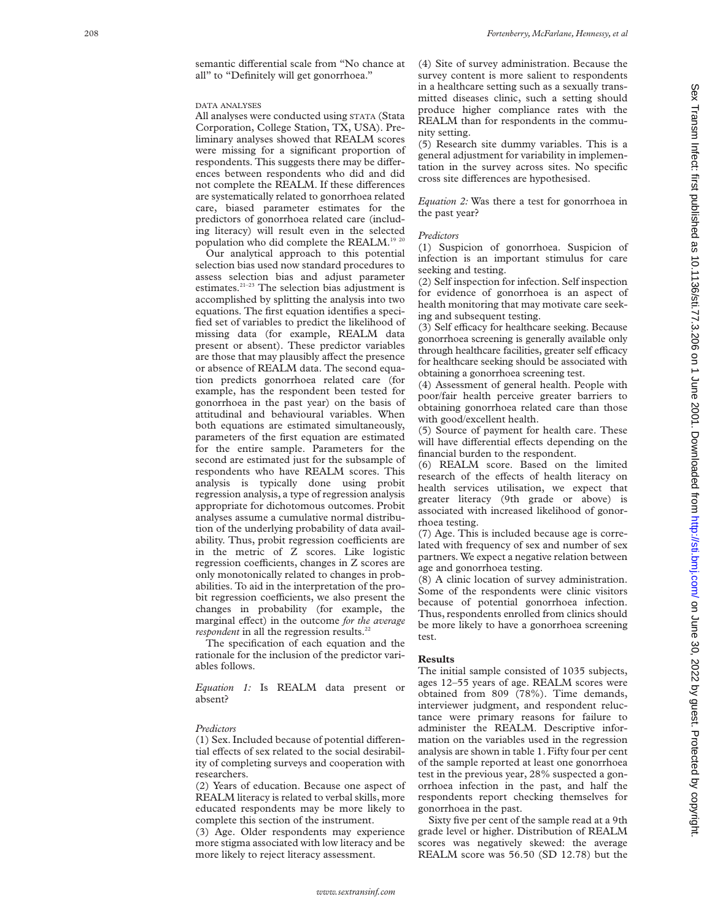semantic differential scale from "No chance at all" to "Definitely will get gonorrhoea."

### DATA ANALYSES

All analyses were conducted using STATA (Stata Corporation, College Station, TX, USA). Preliminary analyses showed that REALM scores were missing for a significant proportion of respondents. This suggests there may be differences between respondents who did and did not complete the REALM. If these differences are systematically related to gonorrhoea related care, biased parameter estimates for the predictors of gonorrhoea related care (including literacy) will result even in the selected population who did complete the REALM.[19 20]

Our analytical approach to this potential selection bias used now standard procedures to assess selection bias and adjust parameter estimates.[21–23] The selection bias adjustment is accomplished by splitting the analysis into two equations. The first equation identifies a specified set of variables to predict the likelihood of missing data (for example, REALM data present or absent). These predictor variables are those that may plausibly affect the presence or absence of REALM data. The second equation predicts gonorrhoea related care (for example, has the respondent been tested for gonorrhoea in the past year) on the basis of attitudinal and behavioural variables. When both equations are estimated simultaneously, parameters of the first equation are estimated for the entire sample. Parameters for the second are estimated just for the subsample of respondents who have REALM scores. This analysis is typically done using probit regression analysis, a type of regression analysis appropriate for dichotomous outcomes. Probit analyses assume a cumulative normal distribution of the underlying probability of data availability. Thus, probit regression coefficients are in the metric of Z scores. Like logistic regression coefficients, changes in Z scores are only monotonically related to changes in probabilities. To aid in the interpretation of the probit regression coefficients, we also present the changes in probability (for example, the marginal effect) in the outcome *for the average respondent* in all the regression results.[22]

The specification of each equation and the rationale for the inclusion of the predictor variables follows.

*Equation 1:* Is REALM data present or absent?

*Predictors*

(1) Sex. Included because of potential differential effects of sex related to the social desirability of completing surveys and cooperation with researchers.

(2) Years of education. Because one aspect of REALM literacy is related to verbal skills, more educated respondents may be more likely to complete this section of the instrument.

(3) Age. Older respondents may experience more stigma associated with low literacy and be more likely to reject literacy assessment.

(4) Site of survey administration. Because the survey content is more salient to respondents in a healthcare setting such as a sexually transmitted diseases clinic, such a setting should produce higher compliance rates with the REALM than for respondents in the community setting.

(5) Research site dummy variables. This is a general adjustment for variability in implementation in the survey across sites. No specific cross site differences are hypothesised.

*Equation 2:* Was there a test for gonorrhoea in the past year?

*Predictors*

(1) Suspicion of gonorrhoea. Suspicion of infection is an important stimulus for care seeking and testing.

(2) Self inspection for infection. Self inspection for evidence of gonorrhoea is an aspect of health monitoring that may motivate care seeking and subsequent testing.

(3) Self efficacy for healthcare seeking. Because gonorrhoea screening is generally available only through healthcare facilities, greater self efficacy for healthcare seeking should be associated with obtaining a gonorrhoea screening test.

(4) Assessment of general health. People with poor/fair health perceive greater barriers to obtaining gonorrhoea related care than those with good/excellent health.

(5) Source of payment for health care. These will have differential effects depending on the financial burden to the respondent.

(6) REALM score. Based on the limited research of the effects of health literacy on health services utilisation, we expect that greater literacy (9th grade or above) is associated with increased likelihood of gonorrhoea testing.

(7) Age. This is included because age is correlated with frequency of sex and number of sex partners. We expect a negative relation between age and gonorrhoea testing.

(8) A clinic location of survey administration. Some of the respondents were clinic visitors because of potential gonorrhoea infection. Thus, respondents enrolled from clinics should be more likely to have a gonorrhoea screening test.

## Results

The initial sample consisted of 1035 subjects, ages 12–55 years of age. REALM scores were obtained from 809 (78%). Time demands, interviewer judgment, and respondent reluctance were primary reasons for failure to administer the REALM. Descriptive information on the variables used in the regression analysis are shown in table 1. Fifty four per cent of the sample reported at least one gonorrhoea test in the previous year, 28% suspected a gonorrhoea infection in the past, and half the respondents report checking themselves for gonorrhoea in the past.

Sixty five per cent of the sample read at a 9th grade level or higher. Distribution of REALM scores was negatively skewed: the average REALM score was 56.50 (SD 12.78) but the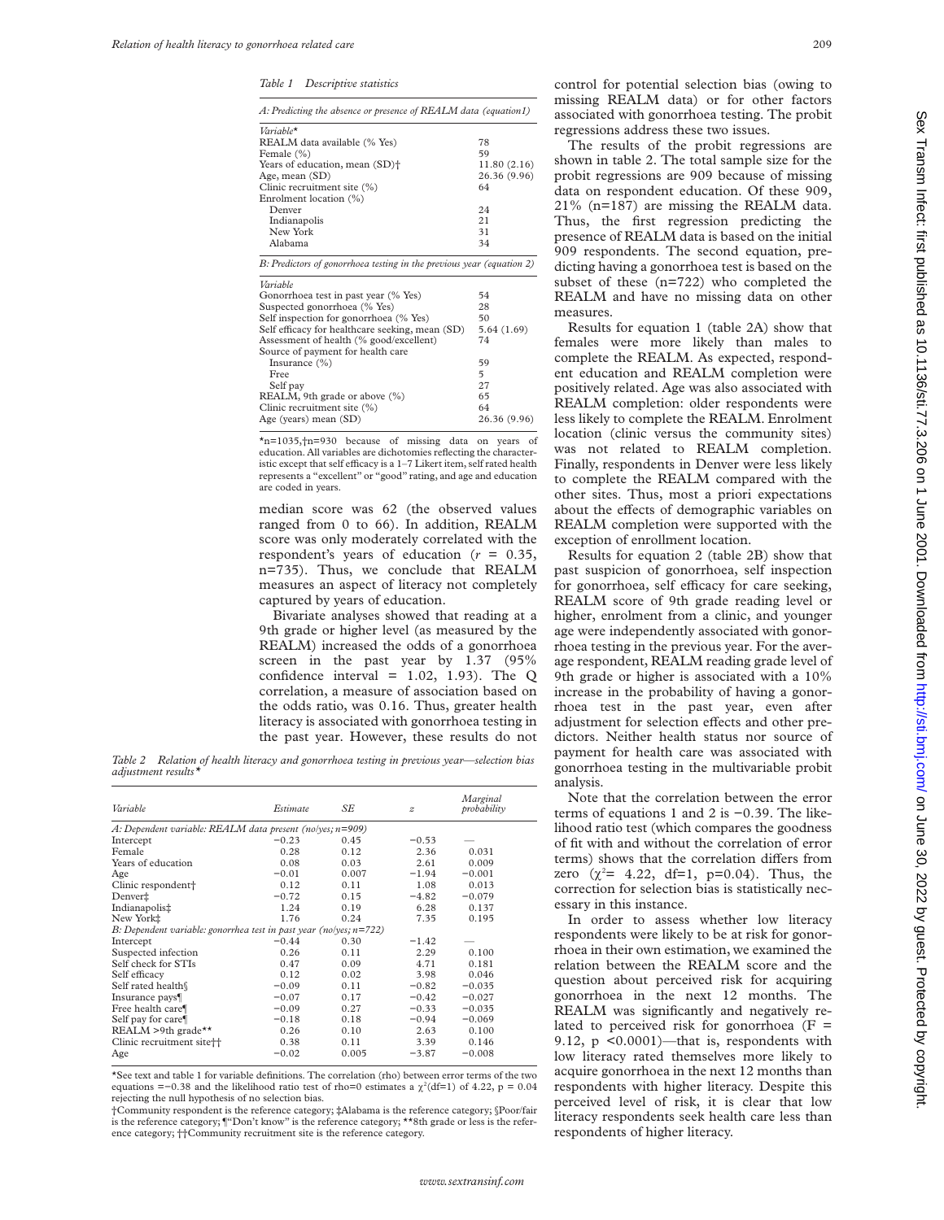*Table 1 Descriptive statistics*

*A: Predicting the absence or presence of REALM data (equation1)*

| *Variable** | |
|---|---|
| REALM data available (% Yes) | 78 |
| Female (%) | 59 |
| Years of education, mean (SD)† | 11.80 (2.16) |
| Age, mean (SD) | 26.36 (9.96) |
| Clinic recruitment site (%) | 64 |
| Enrolment location (%) | |
| Denver | 24 |
| Indianapolis | 21 |
| New York | 31 |
| Alabama | 34 |

*B: Predictors of gonorrhoea testing in the previous year (equation 2)*

| *Variable* | |
|---|---|
| Gonorrhoea test in past year (% Yes) | 54 |
| Suspected gonorrhoea (% Yes) | 28 |
| Self inspection for gonorrhoea (% Yes) | 50 |
| Self efficacy for healthcare seeking, mean (SD) | 5.64 (1.69) |
| Assessment of health (% good/excellent) | 74 |
| Source of payment for health care | |
| Insurance (%) | 59 |
| Free | 5 |
| Self pay | 27 |
| REALM, 9th grade or above (%) | 65 |
| Clinic recruitment site (%) | 64 |
| Age (years) mean (SD) | 26.36 (9.96) |

*n=1035,†n=930 because of missing data on years of education. All variables are dichotomies reflecting the characteristic except that self efficacy is a 1–7 Likert item, self rated health represents a "excellent" or "good" rating, and age and education are coded in years.

median score was 62 (the observed values ranged from 0 to 66). In addition, REALM score was only moderately correlated with the respondent's years of education ($r$ = 0.35, n=735). Thus, we conclude that REALM measures an aspect of literacy not completely captured by years of education.

Bivariate analyses showed that reading at a 9th grade or higher level (as measured by the REALM) increased the odds of a gonorrhoea screen in the past year by 1.37 (95% confidence interval = 1.02, 1.93). The Q correlation, a measure of association based on the odds ratio, was 0.16. Thus, greater health literacy is associated with gonorrhoea testing in the past year. However, these results do not control for potential selection bias (owing to missing REALM data) or for other factors associated with gonorrhoea testing. The probit regressions address these two issues.

The results of the probit regressions are shown in table 2. The total sample size for the probit regressions are 909 because of missing data on respondent education. Of these 909, 21% (n=187) are missing the REALM data. Thus, the first regression predicting the presence of REALM data is based on the initial 909 respondents. The second equation, predicting having a gonorrhoea test is based on the subset of these (n=722) who completed the REALM and have no missing data on other measures.

Results for equation 1 (table 2A) show that females were more likely than males to complete the REALM. As expected, respondent education and REALM completion were positively related. Age was also associated with REALM completion: older respondents were less likely to complete the REALM. Enrolment location (clinic versus the community sites) was not related to REALM completion. Finally, respondents in Denver were less likely to complete the REALM compared with the other sites. Thus, most a priori expectations about the effects of demographic variables on REALM completion were supported with the exception of enrollment location.

Results for equation 2 (table 2B) show that past suspicion of gonorrhoea, self inspection for gonorrhoea, self efficacy for care seeking, REALM score of 9th grade reading level or higher, enrolment from a clinic, and younger age were independently associated with gonorrhoea testing in the previous year. For the average respondent, REALM reading grade level of 9th grade or higher is associated with a 10% increase in the probability of having a gonorrhoea test in the past year, even after adjustment for selection effects and other predictors. Neither health status nor source of payment for health care was associated with gonorrhoea testing in the multivariable probit analysis.

Note that the correlation between the error terms of equations 1 and 2 is −0.39. The likelihood ratio test (which compares the goodness of fit with and without the correlation of error terms) shows that the correlation differs from zero ($\chi^2$= 4.22, df=1, p=0.04). Thus, the correction for selection bias is statistically necessary in this instance.

In order to assess whether low literacy respondents were likely to be at risk for gonorrhoea in their own estimation, we examined the relation between the REALM score and the question about perceived risk for acquiring gonorrhoea in the next 12 months. The REALM was significantly and negatively related to perceived risk for gonorrhoea (F = 9.12, p <0.0001)—that is, respondents with low literacy rated themselves more likely to acquire gonorrhoea in the next 12 months than respondents with higher literacy. Despite this perceived level of risk, it is clear that low literacy respondents seek health care less than respondents of higher literacy.

*Table 2 Relation of health literacy and gonorrhoea testing in previous year—selection bias adjustment results**

| *Variable* | *Estimate* | *SE* | *z* | *Marginal probability* |
|---|---|---|---|---|
| *A: Dependent variable: REALM data present (no/yes; n=909)* | | | | |
| Intercept | −0.23 | 0.45 | −0.53 | — |
| Female | 0.28 | 0.12 | 2.36 | 0.031 |
| Years of education | 0.08 | 0.03 | 2.61 | 0.009 |
| Age | −0.01 | 0.007 | −1.94 | −0.001 |
| Clinic respondent† | 0.12 | 0.11 | 1.08 | 0.013 |
| Denver‡ | −0.72 | 0.15 | −4.82 | −0.079 |
| Indianapolis‡ | 1.24 | 0.19 | 6.28 | 0.137 |
| New York‡ | 1.76 | 0.24 | 7.35 | 0.195 |
| *B: Dependent variable: gonorrhea test in past year (no/yes; n=722)* | | | | |
| Intercept | −0.44 | 0.30 | −1.42 | — |
| Suspected infection | 0.26 | 0.11 | 2.29 | 0.100 |
| Self check for STIs | 0.47 | 0.09 | 4.71 | 0.181 |
| Self efficacy | 0.12 | 0.02 | 3.98 | 0.046 |
| Self rated health§ | −0.09 | 0.11 | −0.82 | −0.035 |
| Insurance pays¶ | −0.07 | 0.17 | −0.42 | −0.027 |
| Free health care¶ | −0.09 | 0.27 | −0.33 | −0.035 |
| Self pay for care¶ | −0.18 | 0.18 | −0.94 | −0.069 |
| REALM >9th grade** | 0.26 | 0.10 | 2.63 | 0.100 |
| Clinic recruitment site†† | 0.38 | 0.11 | 3.39 | 0.146 |
| Age | −0.02 | 0.005 | −3.87 | −0.008 |

*See text and table 1 for variable definitions. The correlation (rho) between error terms of the two equations =−0.38 and the likelihood ratio test of rho=0 estimates a $\chi^2$(df=1) of 4.22, p = 0.04 rejecting the null hypothesis of no selection bias.

†Community respondent is the reference category; ‡Alabama is the reference category; §Poor/fair is the reference category; ¶"Don't know" is the reference category; **8th grade or less is the reference category; ††Community recruitment site is the reference category.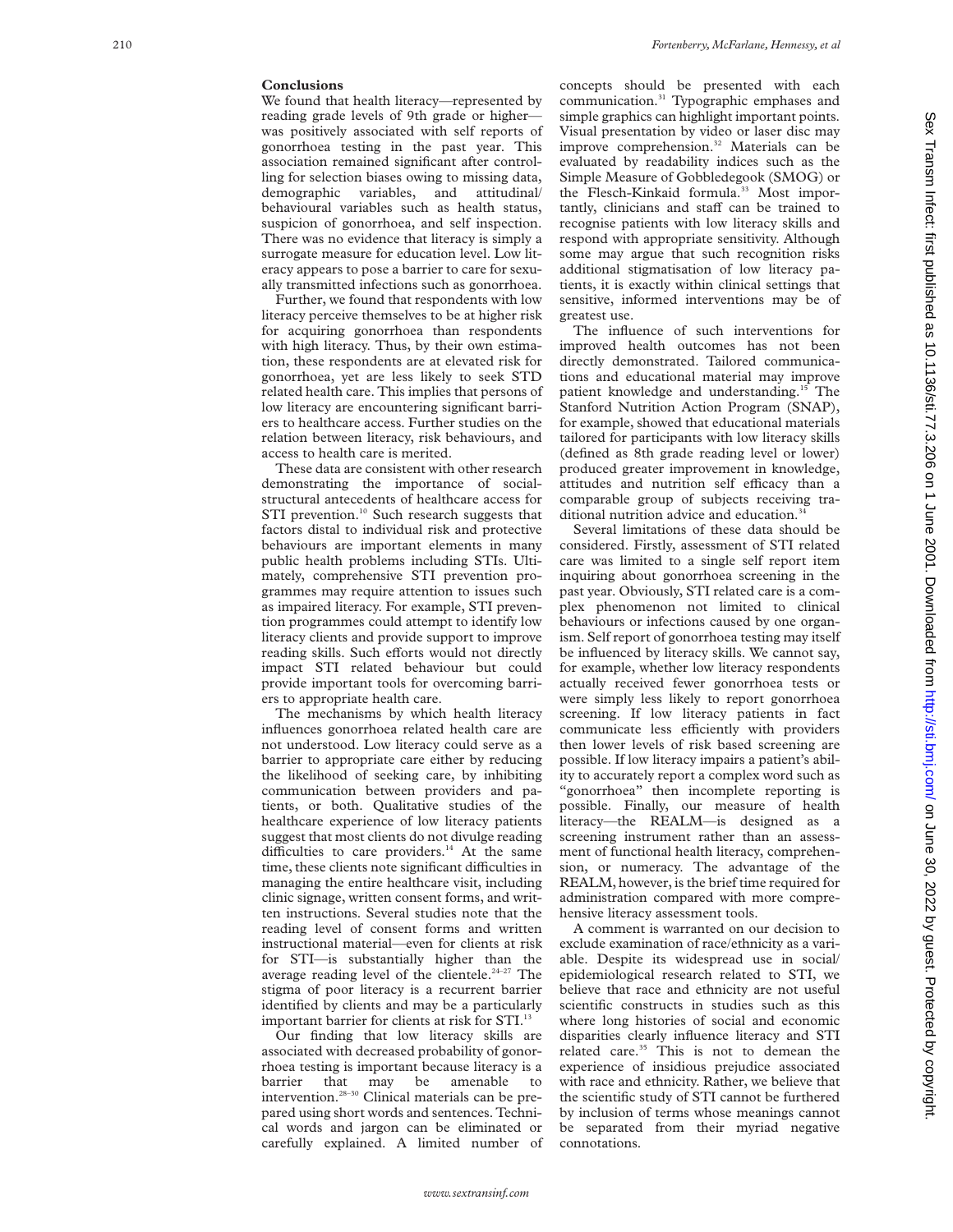## Conclusions

We found that health literacy—represented by reading grade levels of 9th grade or higher—was positively associated with self reports of gonorrhoea testing in the past year. This association remained significant after controlling for selection biases owing to missing data, demographic variables, and attitudinal/behavioural variables such as health status, suspicion of gonorrhoea, and self inspection. There was no evidence that literacy is simply a surrogate measure for education level. Low literacy appears to pose a barrier to care for sexually transmitted infections such as gonorrhoea.

Further, we found that respondents with low literacy perceive themselves to be at higher risk for acquiring gonorrhoea than respondents with high literacy. Thus, by their own estimation, these respondents are at elevated risk for gonorrhoea, yet are less likely to seek STD related health care. This implies that persons of low literacy are encountering significant barriers to healthcare access. Further studies on the relation between literacy, risk behaviours, and access to health care is merited.

These data are consistent with other research demonstrating the importance of social-structural antecedents of healthcare access for STI prevention.[10] Such research suggests that factors distal to individual risk and protective behaviours are important elements in many public health problems including STIs. Ultimately, comprehensive STI prevention programmes may require attention to issues such as impaired literacy. For example, STI prevention programmes could attempt to identify low literacy clients and provide support to improve reading skills. Such efforts would not directly impact STI related behaviour but could provide important tools for overcoming barriers to appropriate health care.

The mechanisms by which health literacy influences gonorrhoea related health care are not understood. Low literacy could serve as a barrier to appropriate care either by reducing the likelihood of seeking care, by inhibiting communication between providers and patients, or both. Qualitative studies of the healthcare experience of low literacy patients suggest that most clients do not divulge reading difficulties to care providers.[14] At the same time, these clients note significant difficulties in managing the entire healthcare visit, including clinic signage, written consent forms, and written instructions. Several studies note that the reading level of consent forms and written instructional material—even for clients at risk for STI—is substantially higher than the average reading level of the clientele.[24–27] The stigma of poor literacy is a recurrent barrier identified by clients and may be a particularly important barrier for clients at risk for STI.[13]

Our finding that low literacy skills are associated with decreased probability of gonorrhoea testing is important because literacy is a barrier that may be amenable to intervention.[28–30] Clinical materials can be prepared using short words and sentences. Technical words and jargon can be eliminated or carefully explained. A limited number of concepts should be presented with each communication.[31] Typographic emphases and simple graphics can highlight important points. Visual presentation by video or laser disc may improve comprehension.[32] Materials can be evaluated by readability indices such as the Simple Measure of Gobbledegook (SMOG) or the Flesch-Kinkaid formula.[33] Most importantly, clinicians and staff can be trained to recognise patients with low literacy skills and respond with appropriate sensitivity. Although some may argue that such recognition risks additional stigmatisation of low literacy patients, it is exactly within clinical settings that sensitive, informed interventions may be of greatest use.

The influence of such interventions for improved health outcomes has not been directly demonstrated. Tailored communications and educational material may improve patient knowledge and understanding.[15] The Stanford Nutrition Action Program (SNAP), for example, showed that educational materials tailored for participants with low literacy skills (defined as 8th grade reading level or lower) produced greater improvement in knowledge, attitudes and nutrition self efficacy than a comparable group of subjects receiving traditional nutrition advice and education.[34]

Several limitations of these data should be considered. Firstly, assessment of STI related care was limited to a single self report item inquiring about gonorrhoea screening in the past year. Obviously, STI related care is a complex phenomenon not limited to clinical behaviours or infections caused by one organism. Self report of gonorrhoea testing may itself be influenced by literacy skills. We cannot say, for example, whether low literacy respondents actually received fewer gonorrhoea tests or were simply less likely to report gonorrhoea screening. If low literacy patients in fact communicate less efficiently with providers then lower levels of risk based screening are possible. If low literacy impairs a patient's ability to accurately report a complex word such as "gonorrhoea" then incomplete reporting is possible. Finally, our measure of health literacy—the REALM—is designed as a screening instrument rather than an assessment of functional health literacy, comprehension, or numeracy. The advantage of the REALM, however, is the brief time required for administration compared with more comprehensive literacy assessment tools.

A comment is warranted on our decision to exclude examination of race/ethnicity as a variable. Despite its widespread use in social/epidemiological research related to STI, we believe that race and ethnicity are not useful scientific constructs in studies such as this where long histories of social and economic disparities clearly influence literacy and STI related care.[35] This is not to demean the experience of insidious prejudice associated with race and ethnicity. Rather, we believe that the scientific study of STI cannot be furthered by inclusion of terms whose meanings cannot be separated from their myriad negative connotations.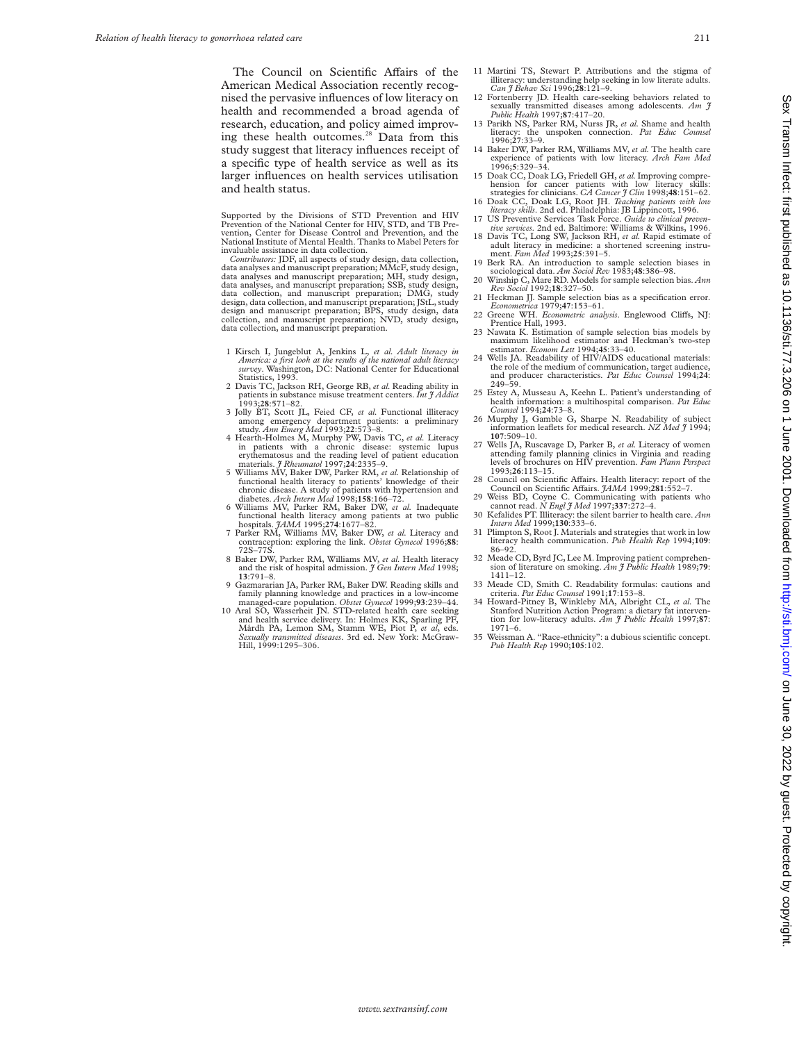The Council on Scientific Affairs of the American Medical Association recently recognised the pervasive influences of low literacy on health and recommended a broad agenda of research, education, and policy aimed improving these health outcomes.[28] Data from this study suggest that literacy influences receipt of a specific type of health service as well as its larger influences on health services utilisation and health status.

Supported by the Divisions of STD Prevention and HIV Prevention of the National Center for HIV, STD, and TB Prevention, Center for Disease Control and Prevention, and the National Institute of Mental Health. Thanks to Mabel Peters for invaluable assistance in data collection.

*Contributors:* JDF, all aspects of study design, data collection, data analyses and manuscript preparation; MMcF, study design, data analyses and manuscript preparation; MH, study design, data analyses, and manuscript preparation; SSB, study design, data collection, and manuscript preparation; DMG, study design, data collection, and manuscript preparation; JStL, study design and manuscript preparation; BPS, study design, data collection, and manuscript preparation; NVD, study design, data collection, and manuscript preparation.

1 Kirsch I, Jungeblut A, Jenkins L, *et al*. *Adult literacy in America: a first look at the results of the national adult literacy survey*. Washington, DC: National Center for Educational Statistics, 1993.
2 Davis TC, Jackson RH, George RB, *et al*. Reading ability in patients in substance misuse treatment centers. *Int J Addict* 1993;**28**:571–82.
3 Jolly BT, Scott JL, Feied CF, *et al*. Functional illiteracy among emergency department patients: a preliminary study. *Ann Emerg Med* 1993;**22**:573–8.
4 Hearth-Holmes M, Murphy PW, Davis TC, *et al*. Literacy in patients with a chronic disease: systemic lupus erythematosus and the reading level of patient education materials. *J Rheumatol* 1997;**24**:2335–9.
5 Williams MV, Baker DW, Parker RM, *et al*. Relationship of functional health literacy to patients' knowledge of their chronic disease. A study of patients with hypertension and diabetes. *Arch Intern Med* 1998;**158**:166–72.
6 Williams MV, Parker RM, Baker DW, *et al*. Inadequate functional health literacy among patients at two public hospitals. *JAMA* 1995;**274**:1677–82.
7 Parker RM, Williams MV, Baker DW, *et al*. Literacy and contraception: exploring the link. *Obstet Gynecol* 1996;**88**: 72S–77S.
8 Baker DW, Parker RM, Williams MV, *et al*. Health literacy and the risk of hospital admission. *J Gen Intern Med* 1998; **13**:791–8.
9 Gazmararian JA, Parker RM, Baker DW. Reading skills and family planning knowledge and practices in a low-income managed-care population. *Obstet Gynecol* 1999;**93**:239–44.
10 Aral SO, Wasserheit JN. STD-related health care seeking and health service delivery. In: Holmes KK, Sparling PF, Mårdh PA, Lemon SM, Stamm WE, Piot P, *et al*, eds. *Sexually transmitted diseases*. 3rd ed. New York: McGraw-Hill, 1999:1295–306.
11 Martini TS, Stewart P. Attributions and the stigma of illiteracy: understanding help seeking in low literate adults. *Can J Behav Sci* 1996;**28**:121–9.
12 Fortenberry JD. Health care-seeking behaviors related to sexually transmitted diseases among adolescents. *Am J Public Health* 1997;**87**:417–20.
13 Parikh NS, Parker RM, Nurss JR, *et al*. Shame and health literacy: the unspoken connection. *Pat Educ Counsel* 1996;**27**:33–9.
14 Baker DW, Parker RM, Williams MV, *et al*. The health care experience of patients with low literacy. *Arch Fam Med* 1996;**5**:329–34.
15 Doak CC, Doak LG, Friedell GH, *et al*. Improving comprehension for cancer patients with low literacy skills: strategies for clinicians. *CA Cancer J Clin* 1998;**48**:151–62.
16 Doak CC, Doak LG, Root JH. *Teaching patients with low literacy skills*. 2nd ed. Philadelphia: JB Lippincott, 1996.
17 US Preventive Services Task Force. *Guide to clinical preventive services*. 2nd ed. Baltimore: Williams & Wilkins, 1996.
18 Davis TC, Long SW, Jackson RH, *et al*. Rapid estimate of adult literacy in medicine: a shortened screening instrument. *Fam Med* 1993;**25**:391–5.
19 Berk RA. An introduction to sample selection biases in sociological data. *Am Sociol Rev* 1983;**48**:386–98.
20 Winship C, Mare RD. Models for sample selection bias. *Ann Rev Sociol* 1992;**18**:327–50.
21 Heckman JJ. Sample selection bias as a specification error. *Econometrica* 1979;**47**:153–61.
22 Greene WH. *Econometric analysis*. Englewood Cliffs, NJ: Prentice Hall, 1993.
23 Nawata K. Estimation of sample selection bias models by maximum likelihood estimator and Heckman's two-step estimator. *Econom Lett* 1994;**45**:33–40.
24 Wells JA. Readability of HIV/AIDS educational materials: the role of the medium of communication, target audience, and producer characteristics. *Pat Educ Counsel* 1994;**24**: 249–59.
25 Estey A, Musseau A, Keehn L. Patient's understanding of health information: a multihospital comparison. *Pat Educ Counsel* 1994;**24**:73–8.
26 Murphy J, Gamble G, Sharpe N. Readability of subject information leaflets for medical research. *NZ Med J* 1994; **107**:509–10.
27 Wells JA, Ruscavage D, Parker B, *et al*. Literacy of women attending family planning clinics in Virginia and reading levels of brochures on HIV prevention. *Fam Plann Perspect* 1993;**26**:113–15.
28 Council on Scientific Affairs. Health literacy: report of the Council on Scientific Affairs. *JAMA* 1999;**281**:552–7.
29 Weiss BD, Coyne C. Communicating with patients who cannot read. *N Engl J Med* 1997;**337**:272–4.
30 Kefalides PT. Illiteracy: the silent barrier to health care. *Ann Intern Med* 1999;**130**:333–6.
31 Plimpton S, Root J. Materials and strategies that work in low literacy health communication. *Pub Health Rep* 1994;**109**: 86–92.
32 Meade CD, Byrd JC, Lee M. Improving patient comprehension of literature on smoking. *Am J Public Health* 1989;**79**: 1411–12.
33 Meade CD, Smith C. Readability formulas: cautions and criteria. *Pat Educ Counsel* 1991;**17**:153–8.
34 Howard-Pitney B, Winkleby MA, Albright CL, *et al*. The Stanford Nutrition Action Program: a dietary fat intervention for low-literacy adults. *Am J Public Health* 1997;**87**: 1971–6.
35 Weissman A. "Race-ethnicity": a dubious scientific concept. *Pub Health Rep* 1990;**105**:102.